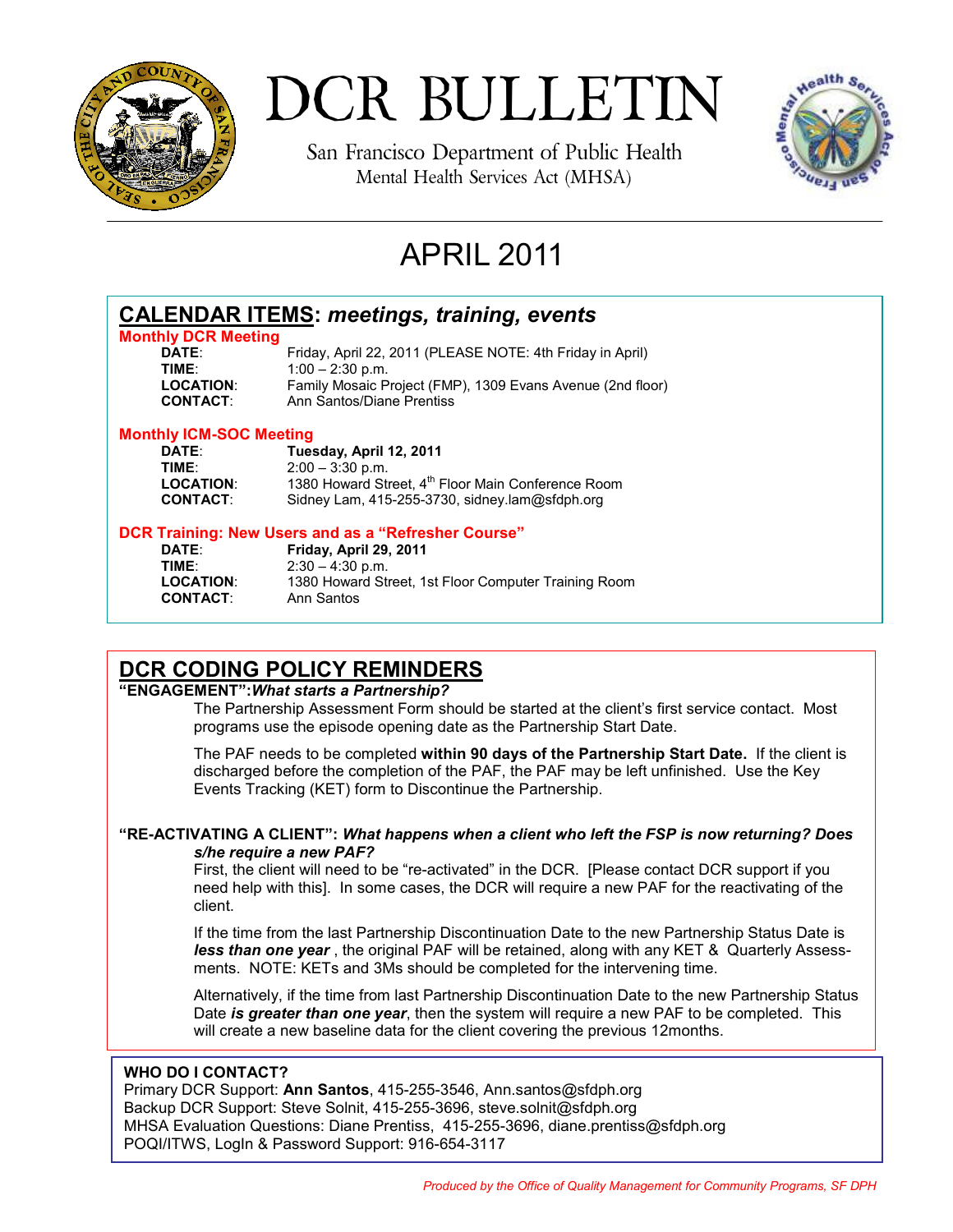# DCR BULLETIN

San Francisco Department of Public Health
Mental Health Services Act (MHSA)

## APRIL 2011

## CALENDAR ITEMS: *meetings, training, events*

### Monthly DCR Meeting

| | |
|---|---|
| **DATE**: | Friday, April 22, 2011 (PLEASE NOTE: 4th Friday in April) |
| **TIME**: | 1:00 – 2:30 p.m. |
| **LOCATION**: | Family Mosaic Project (FMP), 1309 Evans Avenue (2nd floor) |
| **CONTACT**: | Ann Santos/Diane Prentiss |

### Monthly ICM-SOC Meeting

| | |
|---|---|
| **DATE**: | **Tuesday, April 12, 2011** |
| **TIME**: | 2:00 – 3:30 p.m. |
| **LOCATION**: | 1380 Howard Street, 4th Floor Main Conference Room |
| **CONTACT**: | Sidney Lam, 415-255-3730, sidney.lam@sfdph.org |

### DCR Training: New Users and as a "Refresher Course"

| | |
|---|---|
| **DATE**: | **Friday, April 29, 2011** |
| **TIME**: | 2:30 – 4:30 p.m. |
| **LOCATION**: | 1380 Howard Street, 1st Floor Computer Training Room |
| **CONTACT**: | Ann Santos |

## DCR CODING POLICY REMINDERS

**"ENGAGEMENT":*What starts a Partnership?***

The Partnership Assessment Form should be started at the client's first service contact. Most programs use the episode opening date as the Partnership Start Date.

The PAF needs to be completed **within 90 days of the Partnership Start Date.** If the client is discharged before the completion of the PAF, the PAF may be left unfinished. Use the Key Events Tracking (KET) form to Discontinue the Partnership.

**"RE-ACTIVATING A CLIENT": *What happens when a client who left the FSP is now returning? Does s/he require a new PAF?***

First, the client will need to be "re-activated" in the DCR. [Please contact DCR support if you need help with this]. In some cases, the DCR will require a new PAF for the reactivating of the client.

If the time from the last Partnership Discontinuation Date to the new Partnership Status Date is ***less than one year*** , the original PAF will be retained, along with any KET & Quarterly Assessments. NOTE: KETs and 3Ms should be completed for the intervening time.

Alternatively, if the time from last Partnership Discontinuation Date to the new Partnership Status Date ***is greater than one year***, then the system will require a new PAF to be completed. This will create a new baseline data for the client covering the previous 12months.

**WHO DO I CONTACT?**

Primary DCR Support: **Ann Santos**, 415-255-3546, Ann.santos@sfdph.org
Backup DCR Support: Steve Solnit, 415-255-3696, steve.solnit@sfdph.org
MHSA Evaluation Questions: Diane Prentiss, 415-255-3696, diane.prentiss@sfdph.org
POQI/ITWS, LogIn & Password Support: 916-654-3117

*Produced by the Office of Quality Management for Community Programs, SF DPH*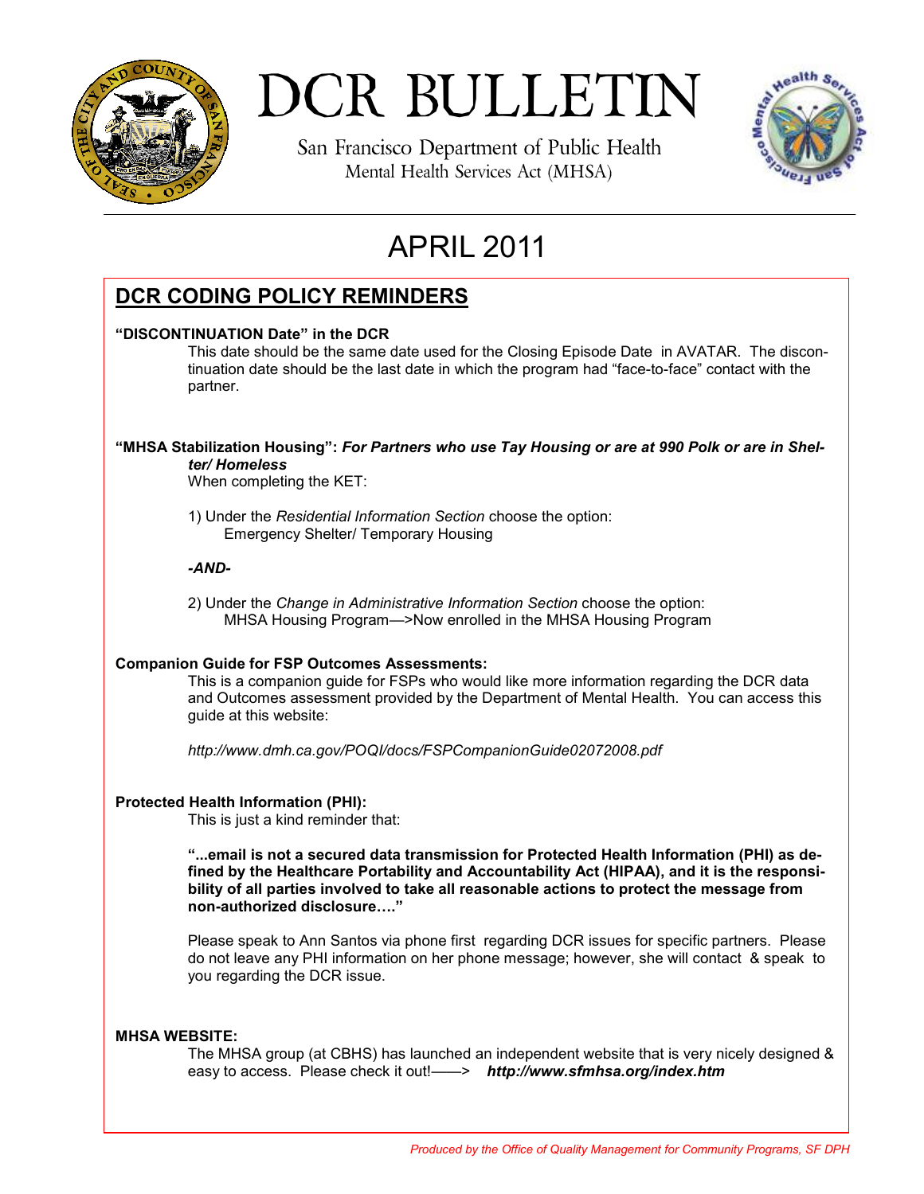# DCR BULLETIN

San Francisco Department of Public Health
Mental Health Services Act (MHSA)

## APRIL 2011

## DCR CODING POLICY REMINDERS

**"DISCONTINUATION Date" in the DCR**

This date should be the same date used for the Closing Episode Date in AVATAR. The discontinuation date should be the last date in which the program had "face-to-face" contact with the partner.

**"MHSA Stabilization Housing":** ***For Partners who use Tay Housing or are at 990 Polk or are in Shelter/ Homeless***

When completing the KET:

1) Under the *Residential Information Section* choose the option:
Emergency Shelter/ Temporary Housing

***-AND-***

2) Under the *Change in Administrative Information Section* choose the option:
MHSA Housing Program—>Now enrolled in the MHSA Housing Program

**Companion Guide for FSP Outcomes Assessments:**

This is a companion guide for FSPs who would like more information regarding the DCR data and Outcomes assessment provided by the Department of Mental Health. You can access this guide at this website:

*http://www.dmh.ca.gov/POQI/docs/FSPCompanionGuide02072008.pdf*

**Protected Health Information (PHI):**

This is just a kind reminder that:

**"...email is not a secured data transmission for Protected Health Information (PHI) as defined by the Healthcare Portability and Accountability Act (HIPAA), and it is the responsibility of all parties involved to take all reasonable actions to protect the message from non-authorized disclosure…."**

Please speak to Ann Santos via phone first regarding DCR issues for specific partners. Please do not leave any PHI information on her phone message; however, she will contact & speak to you regarding the DCR issue.

**MHSA WEBSITE:**

The MHSA group (at CBHS) has launched an independent website that is very nicely designed & easy to access. Please check it out!——> ***http://www.sfmhsa.org/index.htm***

*Produced by the Office of Quality Management for Community Programs, SF DPH*